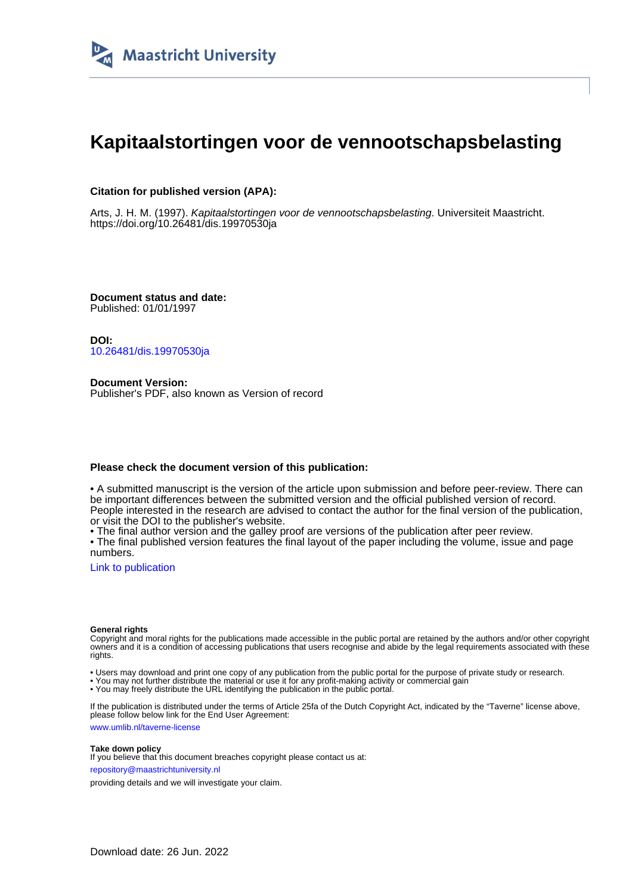Maastricht University

# Kapitaalstortingen voor de vennootschapsbelasting

**Citation for published version (APA):**

Arts, J. H. M. (1997). *Kapitaalstortingen voor de vennootschapsbelasting*. Universiteit Maastricht. https://doi.org/10.26481/dis.19970530ja

**Document status and date:**
Published: 01/01/1997

**DOI:**
10.26481/dis.19970530ja

**Document Version:**
Publisher's PDF, also known as Version of record

**Please check the document version of this publication:**

• A submitted manuscript is the version of the article upon submission and before peer-review. There can be important differences between the submitted version and the official published version of record. People interested in the research are advised to contact the author for the final version of the publication, or visit the DOI to the publisher's website.
• The final author version and the galley proof are versions of the publication after peer review.
• The final published version features the final layout of the paper including the volume, issue and page numbers.

Link to publication

**General rights**
Copyright and moral rights for the publications made accessible in the public portal are retained by the authors and/or other copyright owners and it is a condition of accessing publications that users recognise and abide by the legal requirements associated with these rights.

• Users may download and print one copy of any publication from the public portal for the purpose of private study or research.
• You may not further distribute the material or use it for any profit-making activity or commercial gain
• You may freely distribute the URL identifying the publication in the public portal.

If the publication is distributed under the terms of Article 25fa of the Dutch Copyright Act, indicated by the "Taverne" license above, please follow below link for the End User Agreement:

www.umlib.nl/taverne-license

**Take down policy**
If you believe that this document breaches copyright please contact us at:

repository@maastrichtuniversity.nl

providing details and we will investigate your claim.

Download date: 26 Jun. 2022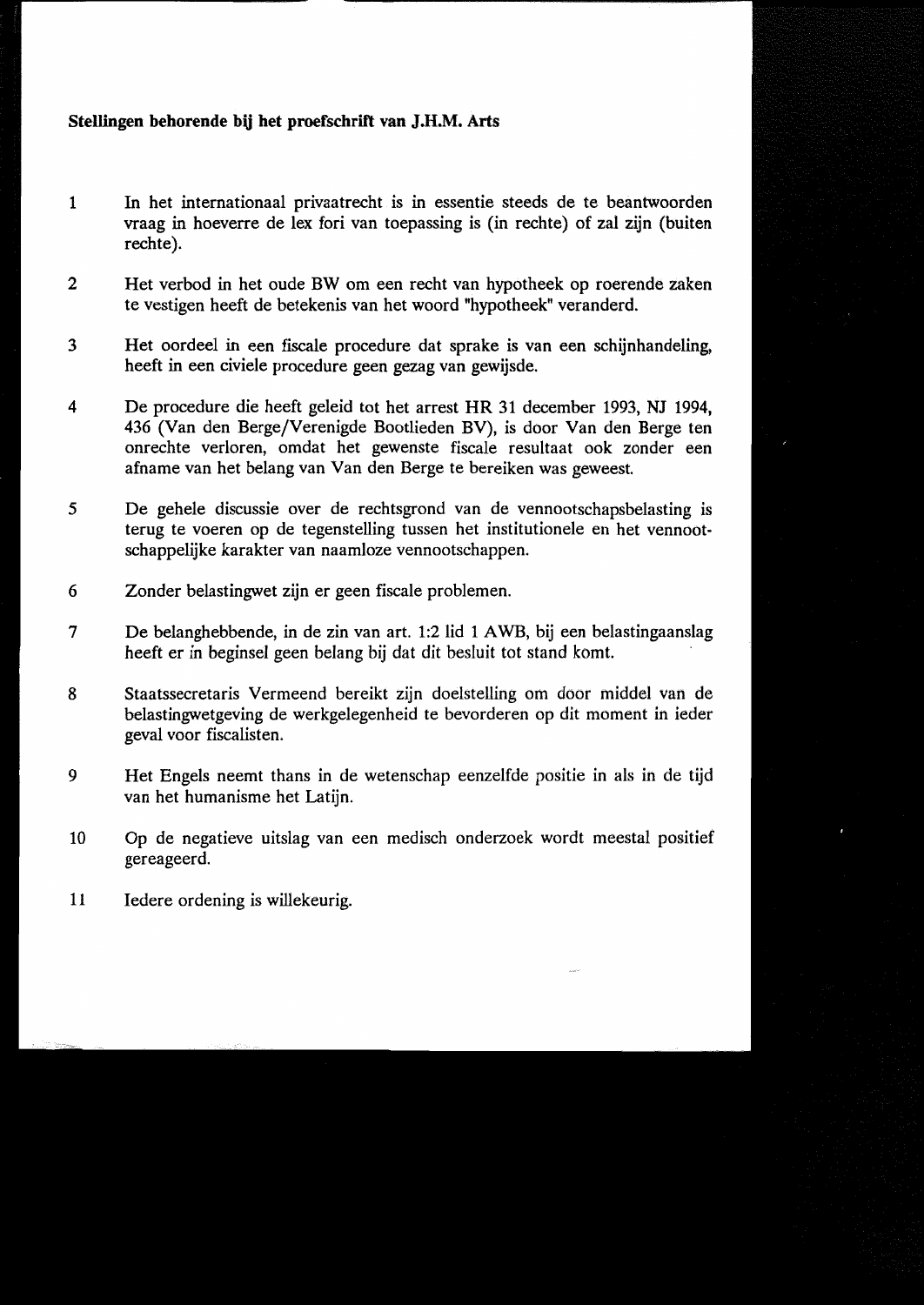**Stellingen behorende bij het proefschrift van J.H.M. Arts**

1. In het internationaal privaatrecht is in essentie steeds de te beantwoorden vraag in hoeverre de lex fori van toepassing is (in rechte) of zal zijn (buiten rechte).

2. Het verbod in het oude BW om een recht van hypotheek op roerende zaken te vestigen heeft de betekenis van het woord "hypotheek" veranderd.

3. Het oordeel in een fiscale procedure dat sprake is van een schijnhandeling, heeft in een civiele procedure geen gezag van gewijsde.

4. De procedure die heeft geleid tot het arrest HR 31 december 1993, NJ 1994, 436 (Van den Berge/Verenigde Bootlieden BV), is door Van den Berge ten onrechte verloren, omdat het gewenste fiscale resultaat ook zonder een afname van het belang van Van den Berge te bereiken was geweest.

5. De gehele discussie over de rechtsgrond van de vennootschapsbelasting is terug te voeren op de tegenstelling tussen het institutionele en het vennootschappelijke karakter van naamloze vennootschappen.

6. Zonder belastingwet zijn er geen fiscale problemen.

7. De belanghebbende, in de zin van art. 1:2 lid 1 AWB, bij een belastingaanslag heeft er in beginsel geen belang bij dat dit besluit tot stand komt.

8. Staatssecretaris Vermeend bereikt zijn doelstelling om door middel van de belastingwetgeving de werkgelegenheid te bevorderen op dit moment in ieder geval voor fiscalisten.

9. Het Engels neemt thans in de wetenschap eenzelfde positie in als in de tijd van het humanisme het Latijn.

10. Op de negatieve uitslag van een medisch onderzoek wordt meestal positief gereageerd.

11. Iedere ordening is willekeurig.